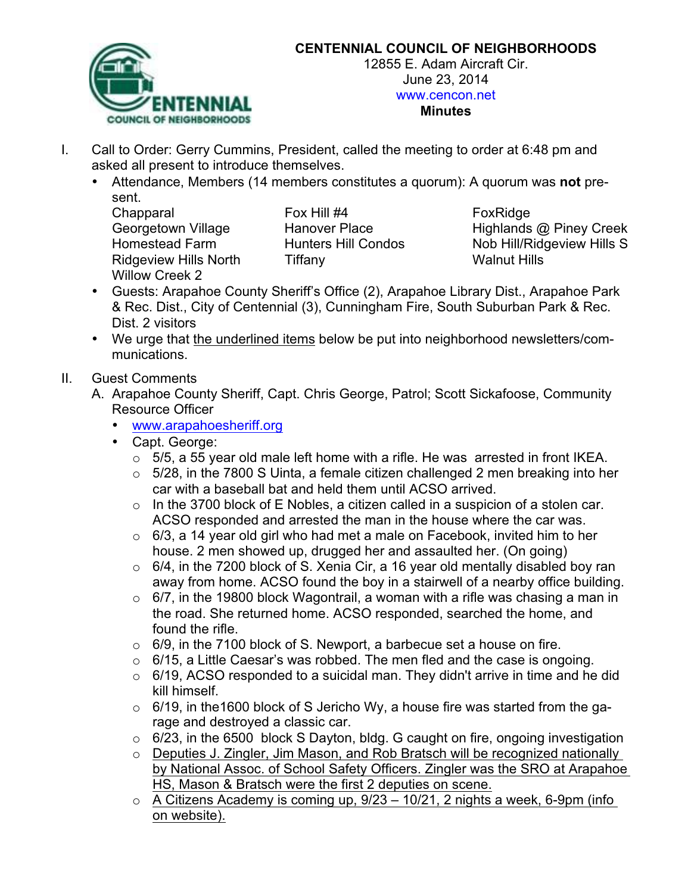**CENTENNIAL COUNCIL OF NEIGHBORHOODS**
12855 E. Adam Aircraft Cir.
June 23, 2014
www.cencon.net
**Minutes**

I. Call to Order: Gerry Cummins, President, called the meeting to order at 6:48 pm and asked all present to introduce themselves.
   - Attendance, Members (14 members constitutes a quorum): A quorum was **not** present.

| | | |
|---|---|---|
| Chapparal | Fox Hill #4 | FoxRidge |
| Georgetown Village | Hanover Place | Highlands @ Piney Creek |
| Homestead Farm | Hunters Hill Condos | Nob Hill/Ridgeview Hills S |
| Ridgeview Hills North | Tiffany | Walnut Hills |
| Willow Creek 2 | | |

   - Guests: Arapahoe County Sheriff's Office (2), Arapahoe Library Dist., Arapahoe Park & Rec. Dist., City of Centennial (3), Cunningham Fire, South Suburban Park & Rec. Dist. 2 visitors
   - We urge that <u>the underlined items</u> below be put into neighborhood newsletters/communications.

II. Guest Comments
   A. Arapahoe County Sheriff, Capt. Chris George, Patrol; Scott Sickafoose, Community Resource Officer
      - <u>www.arapahoesheriff.org</u>
      - Capt. George:
         - 5/5, a 55 year old male left home with a rifle. He was arrested in front IKEA.
         - 5/28, in the 7800 S Uinta, a female citizen challenged 2 men breaking into her car with a baseball bat and held them until ACSO arrived.
         - In the 3700 block of E Nobles, a citizen called in a suspicion of a stolen car. ACSO responded and arrested the man in the house where the car was.
         - 6/3, a 14 year old girl who had met a male on Facebook, invited him to her house. 2 men showed up, drugged her and assaulted her. (On going)
         - 6/4, in the 7200 block of S. Xenia Cir, a 16 year old mentally disabled boy ran away from home. ACSO found the boy in a stairwell of a nearby office building.
         - 6/7, in the 19800 block Wagontrail, a woman with a rifle was chasing a man in the road. She returned home. ACSO responded, searched the home, and found the rifle.
         - 6/9, in the 7100 block of S. Newport, a barbecue set a house on fire.
         - 6/15, a Little Caesar's was robbed. The men fled and the case is ongoing.
         - 6/19, ACSO responded to a suicidal man. They didn't arrive in time and he did kill himself.
         - 6/19, in the1600 block of S Jericho Wy, a house fire was started from the garage and destroyed a classic car.
         - 6/23, in the 6500 block S Dayton, bldg. G caught on fire, ongoing investigation
         - <u>Deputies J. Zingler, Jim Mason, and Rob Bratsch will be recognized nationally by National Assoc. of School Safety Officers. Zingler was the SRO at Arapahoe HS, Mason & Bratsch were the first 2 deputies on scene.</u>
         - <u>A Citizens Academy is coming up, 9/23 – 10/21, 2 nights a week, 6-9pm (info on website).</u>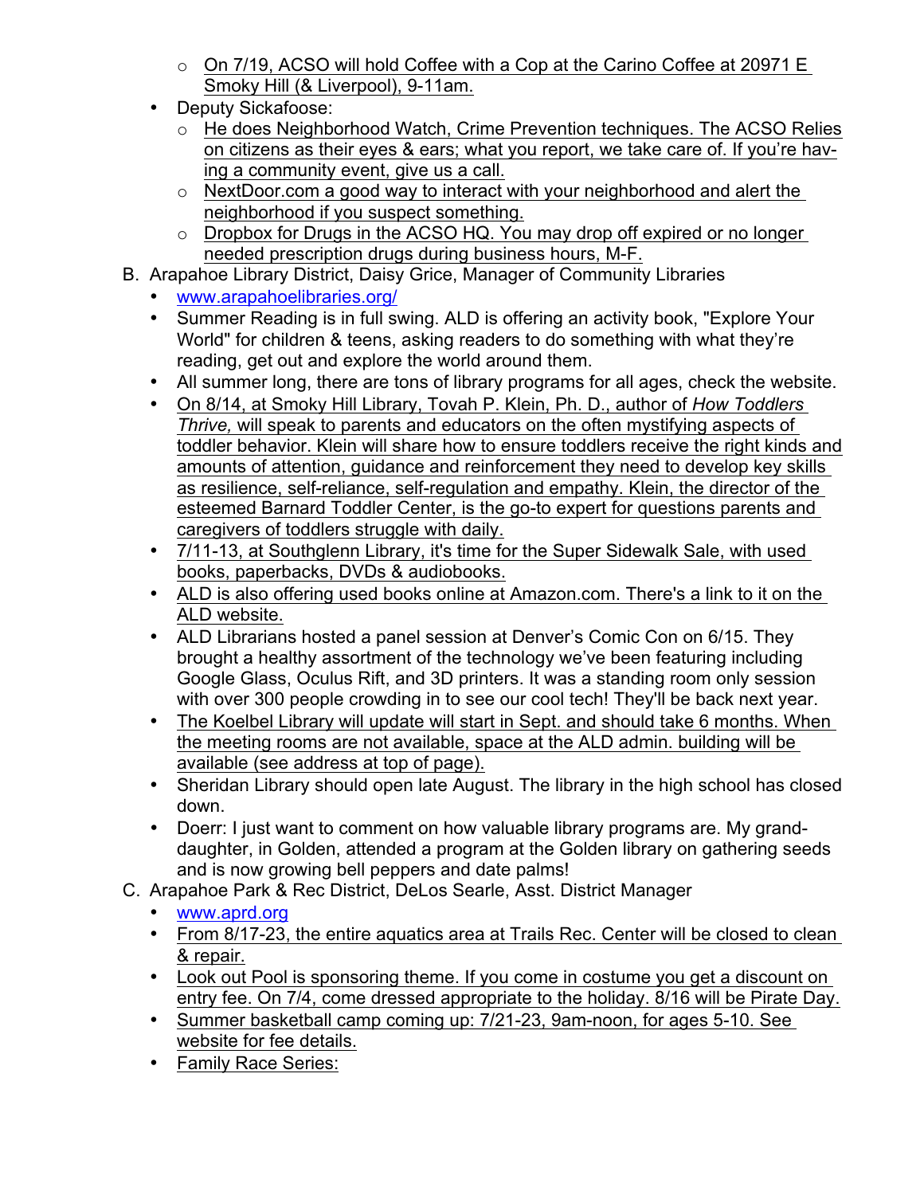- On 7/19, ACSO will hold Coffee with a Cop at the Carino Coffee at 20971 E Smoky Hill (& Liverpool), 9-11am.

- Deputy Sickafoose:
  - He does Neighborhood Watch, Crime Prevention techniques. The ACSO Relies on citizens as their eyes & ears; what you report, we take care of. If you're having a community event, give us a call.
  - NextDoor.com a good way to interact with your neighborhood and alert the neighborhood if you suspect something.
  - Dropbox for Drugs in the ACSO HQ. You may drop off expired or no longer needed prescription drugs during business hours, M-F.

B. Arapahoe Library District, Daisy Grice, Manager of Community Libraries

- www.arapahoelibraries.org/
- Summer Reading is in full swing. ALD is offering an activity book, "Explore Your World" for children & teens, asking readers to do something with what they're reading, get out and explore the world around them.
- All summer long, there are tons of library programs for all ages, check the website.
- On 8/14, at Smoky Hill Library, Tovah P. Klein, Ph. D., author of *How Toddlers Thrive,* will speak to parents and educators on the often mystifying aspects of toddler behavior. Klein will share how to ensure toddlers receive the right kinds and amounts of attention, guidance and reinforcement they need to develop key skills as resilience, self-reliance, self-regulation and empathy. Klein, the director of the esteemed Barnard Toddler Center, is the go-to expert for questions parents and caregivers of toddlers struggle with daily.
- 7/11-13, at Southglenn Library, it's time for the Super Sidewalk Sale, with used books, paperbacks, DVDs & audiobooks.
- ALD is also offering used books online at Amazon.com. There's a link to it on the ALD website.
- ALD Librarians hosted a panel session at Denver's Comic Con on 6/15. They brought a healthy assortment of the technology we've been featuring including Google Glass, Oculus Rift, and 3D printers. It was a standing room only session with over 300 people crowding in to see our cool tech! They'll be back next year.
- The Koelbel Library will update will start in Sept. and should take 6 months. When the meeting rooms are not available, space at the ALD admin. building will be available (see address at top of page).
- Sheridan Library should open late August. The library in the high school has closed down.
- Doerr: I just want to comment on how valuable library programs are. My granddaughter, in Golden, attended a program at the Golden library on gathering seeds and is now growing bell peppers and date palms!

C. Arapahoe Park & Rec District, DeLos Searle, Asst. District Manager

- www.aprd.org
- From 8/17-23, the entire aquatics area at Trails Rec. Center will be closed to clean & repair.
- Look out Pool is sponsoring theme. If you come in costume you get a discount on entry fee. On 7/4, come dressed appropriate to the holiday. 8/16 will be Pirate Day.
- Summer basketball camp coming up: 7/21-23, 9am-noon, for ages 5-10. See website for fee details.
- Family Race Series: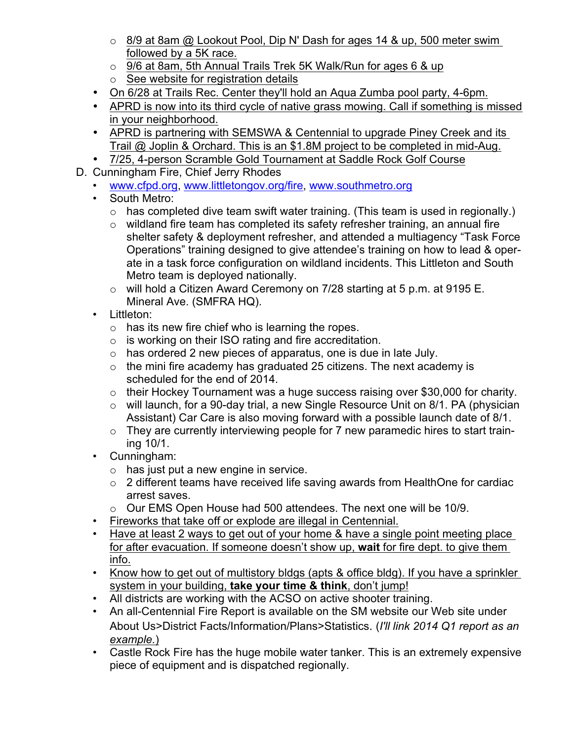- 8/9 at 8am @ Lookout Pool, Dip N' Dash for ages 14 & up, 500 meter swim followed by a 5K race.
    - 9/6 at 8am, 5th Annual Trails Trek 5K Walk/Run for ages 6 & up
    - See website for registration details
  - On 6/28 at Trails Rec. Center they'll hold an Aqua Zumba pool party, 4-6pm.
  - APRD is now into its third cycle of native grass mowing. Call if something is missed in your neighborhood.
  - APRD is partnering with SEMSWA & Centennial to upgrade Piney Creek and its Trail @ Joplin & Orchard. This is an $1.8M project to be completed in mid-Aug.
  - 7/25, 4-person Scramble Gold Tournament at Saddle Rock Golf Course

D. Cunningham Fire, Chief Jerry Rhodes
  - www.cfpd.org, www.littletongov.org/fire, www.southmetro.org
  - South Metro:
    - has completed dive team swift water training. (This team is used in regionally.)
    - wildland fire team has completed its safety refresher training, an annual fire shelter safety & deployment refresher, and attended a multiagency "Task Force Operations" training designed to give attendee's training on how to lead & operate in a task force configuration on wildland incidents. This Littleton and South Metro team is deployed nationally.
    - will hold a Citizen Award Ceremony on 7/28 starting at 5 p.m. at 9195 E. Mineral Ave. (SMFRA HQ).
  - Littleton:
    - has its new fire chief who is learning the ropes.
    - is working on their ISO rating and fire accreditation.
    - has ordered 2 new pieces of apparatus, one is due in late July.
    - the mini fire academy has graduated 25 citizens. The next academy is scheduled for the end of 2014.
    - their Hockey Tournament was a huge success raising over $30,000 for charity.
    - will launch, for a 90-day trial, a new Single Resource Unit on 8/1. PA (physician Assistant) Car Care is also moving forward with a possible launch date of 8/1.
    - They are currently interviewing people for 7 new paramedic hires to start training 10/1.
  - Cunningham:
    - has just put a new engine in service.
    - 2 different teams have received life saving awards from HealthOne for cardiac arrest saves.
    - Our EMS Open House had 500 attendees. The next one will be 10/9.
  - Fireworks that take off or explode are illegal in Centennial.
  - Have at least 2 ways to get out of your home & have a single point meeting place for after evacuation. If someone doesn't show up, **wait** for fire dept. to give them info.
  - Know how to get out of multistory bldgs (apts & office bldg). If you have a sprinkler system in your building, **take your time & think**, don't jump!
  - All districts are working with the ACSO on active shooter training.
  - An all-Centennial Fire Report is available on the SM website our Web site under About Us>District Facts/Information/Plans>Statistics. (*I'll link 2014 Q1 report as an example.*)
  - Castle Rock Fire has the huge mobile water tanker. This is an extremely expensive piece of equipment and is dispatched regionally.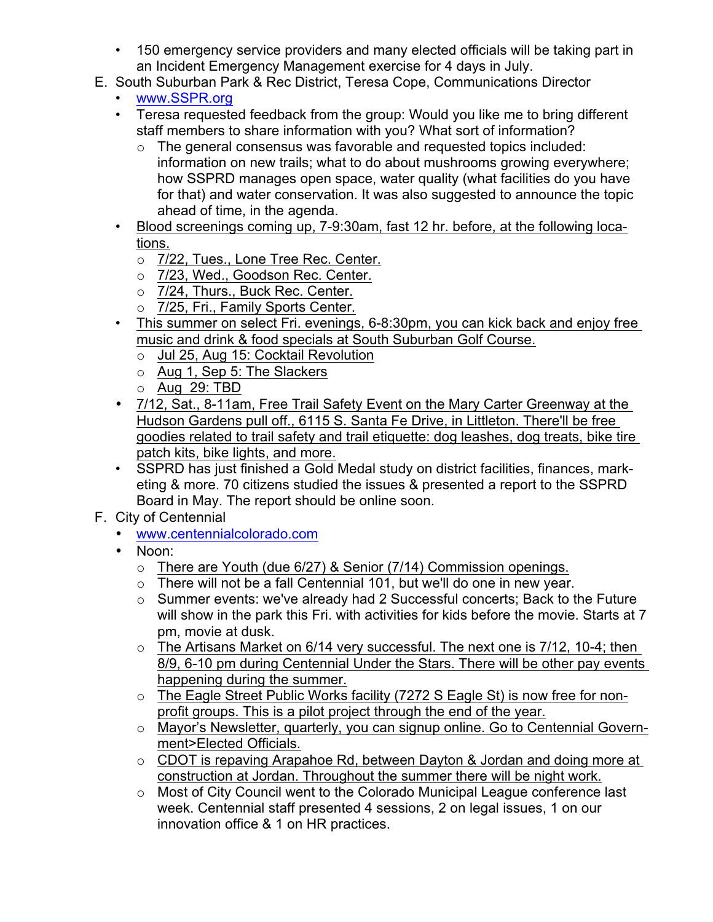- 150 emergency service providers and many elected officials will be taking part in an Incident Emergency Management exercise for 4 days in July.

E. South Suburban Park & Rec District, Teresa Cope, Communications Director
   - www.SSPR.org
   - Teresa requested feedback from the group: Would you like me to bring different staff members to share information with you? What sort of information?
     - The general consensus was favorable and requested topics included: information on new trails; what to do about mushrooms growing everywhere; how SSPRD manages open space, water quality (what facilities do you have for that) and water conservation. It was also suggested to announce the topic ahead of time, in the agenda.
   - Blood screenings coming up, 7-9:30am, fast 12 hr. before, at the following locations.
     - 7/22, Tues., Lone Tree Rec. Center.
     - 7/23, Wed., Goodson Rec. Center.
     - 7/24, Thurs., Buck Rec. Center.
     - 7/25, Fri., Family Sports Center.
   - This summer on select Fri. evenings, 6-8:30pm, you can kick back and enjoy free music and drink & food specials at South Suburban Golf Course.
     - Jul 25, Aug 15: Cocktail Revolution
     - Aug 1, Sep 5: The Slackers
     - Aug 29: TBD
   - 7/12, Sat., 8-11am, Free Trail Safety Event on the Mary Carter Greenway at the Hudson Gardens pull off., 6115 S. Santa Fe Drive, in Littleton. There'll be free goodies related to trail safety and trail etiquette: dog leashes, dog treats, bike tire patch kits, bike lights, and more.
   - SSPRD has just finished a Gold Medal study on district facilities, finances, marketing & more. 70 citizens studied the issues & presented a report to the SSPRD Board in May. The report should be online soon.

F. City of Centennial
   - www.centennialcolorado.com
   - Noon:
     - There are Youth (due 6/27) & Senior (7/14) Commission openings.
     - There will not be a fall Centennial 101, but we'll do one in new year.
     - Summer events: we've already had 2 Successful concerts; Back to the Future will show in the park this Fri. with activities for kids before the movie. Starts at 7 pm, movie at dusk.
     - The Artisans Market on 6/14 very successful. The next one is 7/12, 10-4; then 8/9, 6-10 pm during Centennial Under the Stars. There will be other pay events happening during the summer.
     - The Eagle Street Public Works facility (7272 S Eagle St) is now free for non-profit groups. This is a pilot project through the end of the year.
     - Mayor's Newsletter, quarterly, you can signup online. Go to Centennial Government>Elected Officials.
     - CDOT is repaving Arapahoe Rd, between Dayton & Jordan and doing more at construction at Jordan. Throughout the summer there will be night work.
     - Most of City Council went to the Colorado Municipal League conference last week. Centennial staff presented 4 sessions, 2 on legal issues, 1 on our innovation office & 1 on HR practices.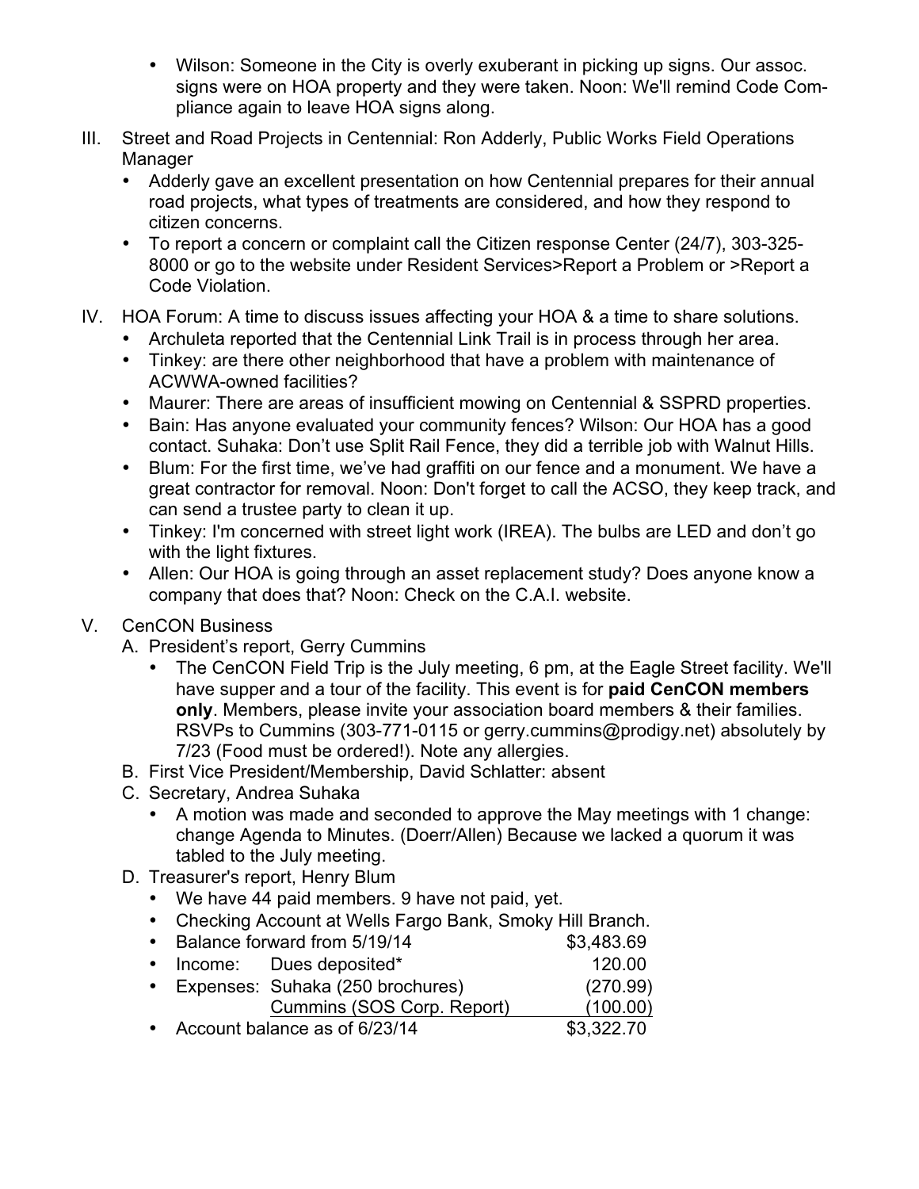- Wilson: Someone in the City is overly exuberant in picking up signs. Our assoc. signs were on HOA property and they were taken. Noon: We'll remind Code Compliance again to leave HOA signs along.

III. Street and Road Projects in Centennial: Ron Adderly, Public Works Field Operations Manager
   - Adderly gave an excellent presentation on how Centennial prepares for their annual road projects, what types of treatments are considered, and how they respond to citizen concerns.
   - To report a concern or complaint call the Citizen response Center (24/7), 303-325-8000 or go to the website under Resident Services>Report a Problem or >Report a Code Violation.

IV. HOA Forum: A time to discuss issues affecting your HOA & a time to share solutions.
   - Archuleta reported that the Centennial Link Trail is in process through her area.
   - Tinkey: are there other neighborhood that have a problem with maintenance of ACWWA-owned facilities?
   - Maurer: There are areas of insufficient mowing on Centennial & SSPRD properties.
   - Bain: Has anyone evaluated your community fences? Wilson: Our HOA has a good contact. Suhaka: Don't use Split Rail Fence, they did a terrible job with Walnut Hills.
   - Blum: For the first time, we've had graffiti on our fence and a monument. We have a great contractor for removal. Noon: Don't forget to call the ACSO, they keep track, and can send a trustee party to clean it up.
   - Tinkey: I'm concerned with street light work (IREA). The bulbs are LED and don't go with the light fixtures.
   - Allen: Our HOA is going through an asset replacement study? Does anyone know a company that does that? Noon: Check on the C.A.I. website.

V. CenCON Business
   A. President's report, Gerry Cummins
      - The CenCON Field Trip is the July meeting, 6 pm, at the Eagle Street facility. We'll have supper and a tour of the facility. This event is for **paid CenCON members only**. Members, please invite your association board members & their families. RSVPs to Cummins (303-771-0115 or gerry.cummins@prodigy.net) absolutely by 7/23 (Food must be ordered!). Note any allergies.

   B. First Vice President/Membership, David Schlatter: absent

   C. Secretary, Andrea Suhaka
      - A motion was made and seconded to approve the May meetings with 1 change: change Agenda to Minutes. (Doerr/Allen) Because we lacked a quorum it was tabled to the July meeting.

   D. Treasurer's report, Henry Blum
      - We have 44 paid members. 9 have not paid, yet.
      - Checking Account at Wells Fargo Bank, Smoky Hill Branch.

| | | |
|---|---|---|
| Balance forward from 5/19/14 | | $3,483.69 |
| Income: | Dues deposited* | 120.00 |
| Expenses: | Suhaka (250 brochures) | (270.99) |
| | Cummins (SOS Corp. Report) | (100.00) |
| Account balance as of 6/23/14 | | $3,322.70 |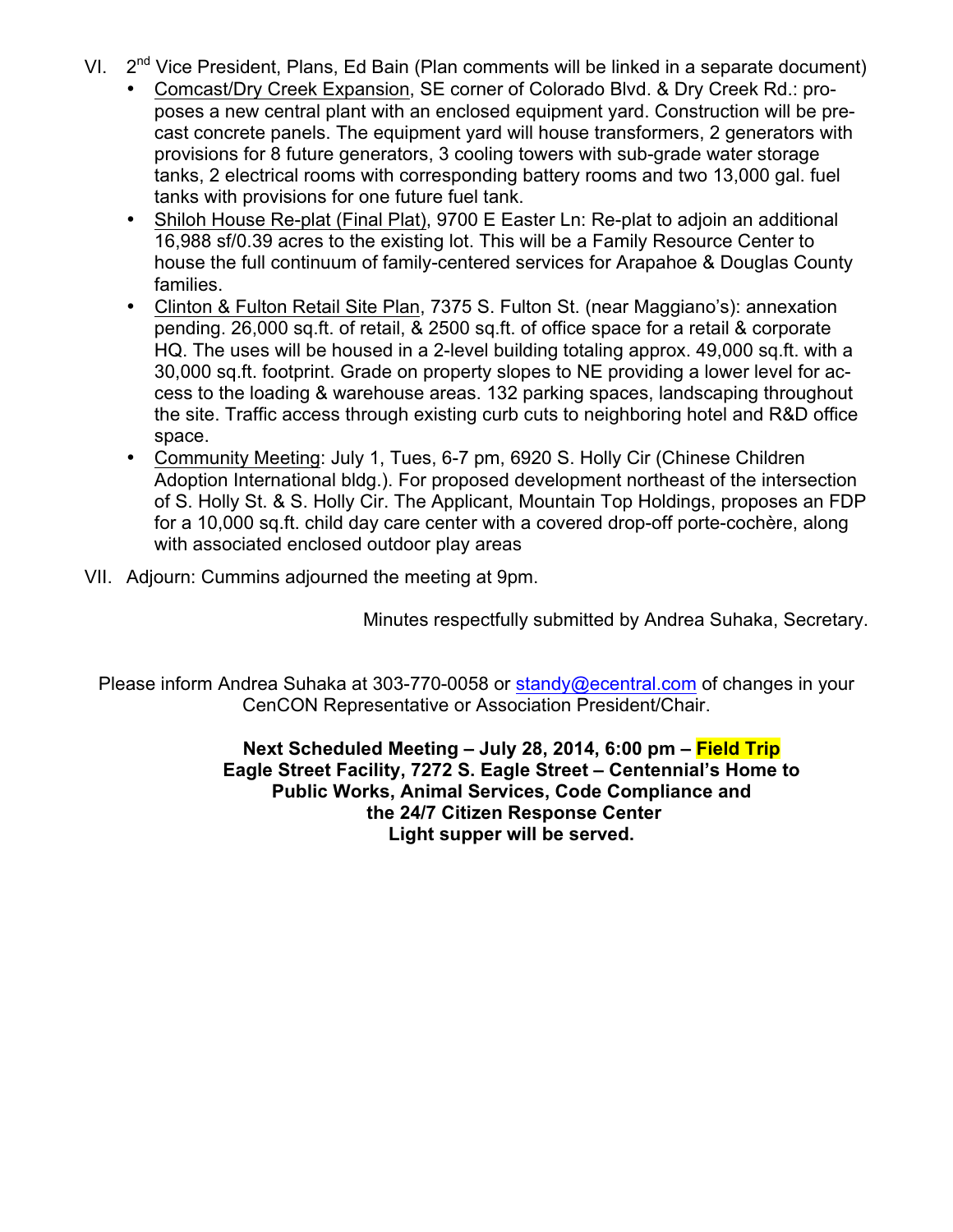VI. 2nd Vice President, Plans, Ed Bain (Plan comments will be linked in a separate document)

- Comcast/Dry Creek Expansion, SE corner of Colorado Blvd. & Dry Creek Rd.: proposes a new central plant with an enclosed equipment yard. Construction will be precast concrete panels. The equipment yard will house transformers, 2 generators with provisions for 8 future generators, 3 cooling towers with sub-grade water storage tanks, 2 electrical rooms with corresponding battery rooms and two 13,000 gal. fuel tanks with provisions for one future fuel tank.
- Shiloh House Re-plat (Final Plat), 9700 E Easter Ln: Re-plat to adjoin an additional 16,988 sf/0.39 acres to the existing lot. This will be a Family Resource Center to house the full continuum of family-centered services for Arapahoe & Douglas County families.
- Clinton & Fulton Retail Site Plan, 7375 S. Fulton St. (near Maggiano's): annexation pending. 26,000 sq.ft. of retail, & 2500 sq.ft. of office space for a retail & corporate HQ. The uses will be housed in a 2-level building totaling approx. 49,000 sq.ft. with a 30,000 sq.ft. footprint. Grade on property slopes to NE providing a lower level for access to the loading & warehouse areas. 132 parking spaces, landscaping throughout the site. Traffic access through existing curb cuts to neighboring hotel and R&D office space.
- Community Meeting: July 1, Tues, 6-7 pm, 6920 S. Holly Cir (Chinese Children Adoption International bldg.). For proposed development northeast of the intersection of S. Holly St. & S. Holly Cir. The Applicant, Mountain Top Holdings, proposes an FDP for a 10,000 sq.ft. child day care center with a covered drop-off porte-cochère, along with associated enclosed outdoor play areas

VII. Adjourn: Cummins adjourned the meeting at 9pm.

Minutes respectfully submitted by Andrea Suhaka, Secretary.

Please inform Andrea Suhaka at 303-770-0058 or standy@ecentral.com of changes in your CenCON Representative or Association President/Chair.

**Next Scheduled Meeting – July 28, 2014, 6:00 pm – Field Trip**
**Eagle Street Facility, 7272 S. Eagle Street – Centennial's Home to Public Works, Animal Services, Code Compliance and the 24/7 Citizen Response Center**
**Light supper will be served.**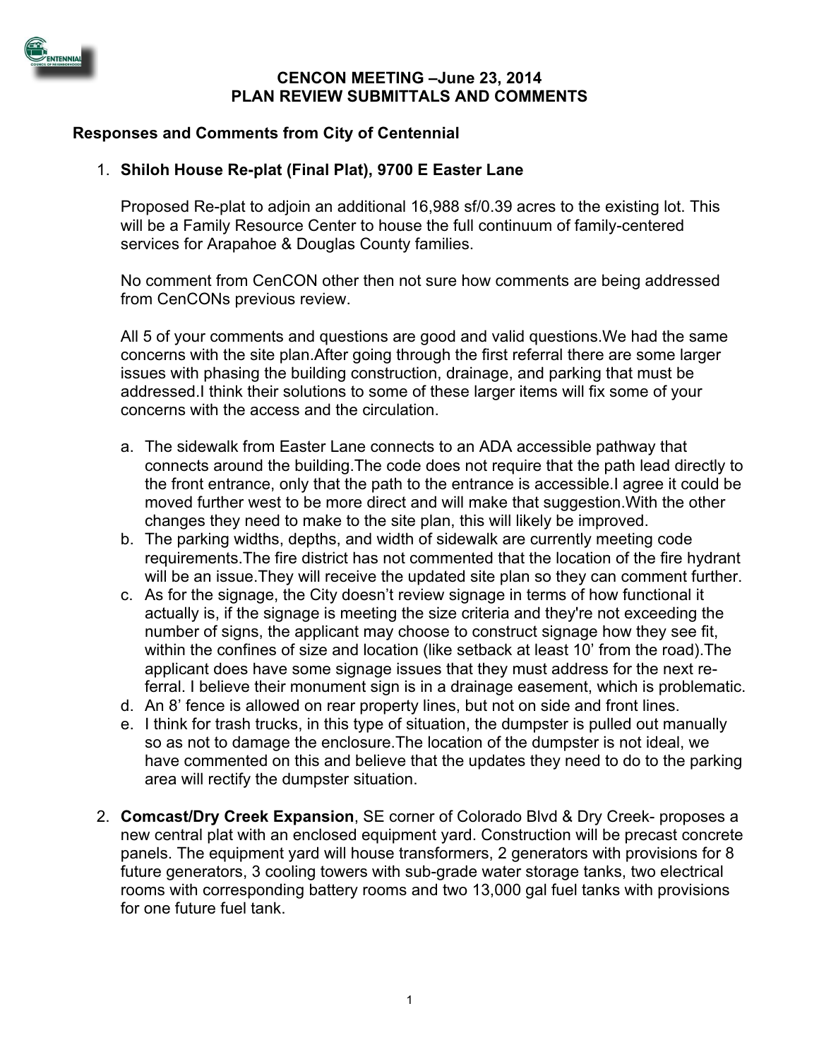**CENCON MEETING –June 23, 2014**
**PLAN REVIEW SUBMITTALS AND COMMENTS**

## Responses and Comments from City of Centennial

1. **Shiloh House Re-plat (Final Plat), 9700 E Easter Lane**

   Proposed Re-plat to adjoin an additional 16,988 sf/0.39 acres to the existing lot. This will be a Family Resource Center to house the full continuum of family-centered services for Arapahoe & Douglas County families.

   No comment from CenCON other then not sure how comments are being addressed from CenCONs previous review.

   All 5 of your comments and questions are good and valid questions.We had the same concerns with the site plan.After going through the first referral there are some larger issues with phasing the building construction, drainage, and parking that must be addressed.I think their solutions to some of these larger items will fix some of your concerns with the access and the circulation.

   a. The sidewalk from Easter Lane connects to an ADA accessible pathway that connects around the building.The code does not require that the path lead directly to the front entrance, only that the path to the entrance is accessible.I agree it could be moved further west to be more direct and will make that suggestion.With the other changes they need to make to the site plan, this will likely be improved.
   b. The parking widths, depths, and width of sidewalk are currently meeting code requirements.The fire district has not commented that the location of the fire hydrant will be an issue.They will receive the updated site plan so they can comment further.
   c. As for the signage, the City doesn't review signage in terms of how functional it actually is, if the signage is meeting the size criteria and they're not exceeding the number of signs, the applicant may choose to construct signage how they see fit, within the confines of size and location (like setback at least 10' from the road).The applicant does have some signage issues that they must address for the next re-ferral. I believe their monument sign is in a drainage easement, which is problematic.
   d. An 8' fence is allowed on rear property lines, but not on side and front lines.
   e. I think for trash trucks, in this type of situation, the dumpster is pulled out manually so as not to damage the enclosure.The location of the dumpster is not ideal, we have commented on this and believe that the updates they need to do to the parking area will rectify the dumpster situation.

2. **Comcast/Dry Creek Expansion**, SE corner of Colorado Blvd & Dry Creek- proposes a new central plat with an enclosed equipment yard. Construction will be precast concrete panels. The equipment yard will house transformers, 2 generators with provisions for 8 future generators, 3 cooling towers with sub-grade water storage tanks, two electrical rooms with corresponding battery rooms and two 13,000 gal fuel tanks with provisions for one future fuel tank.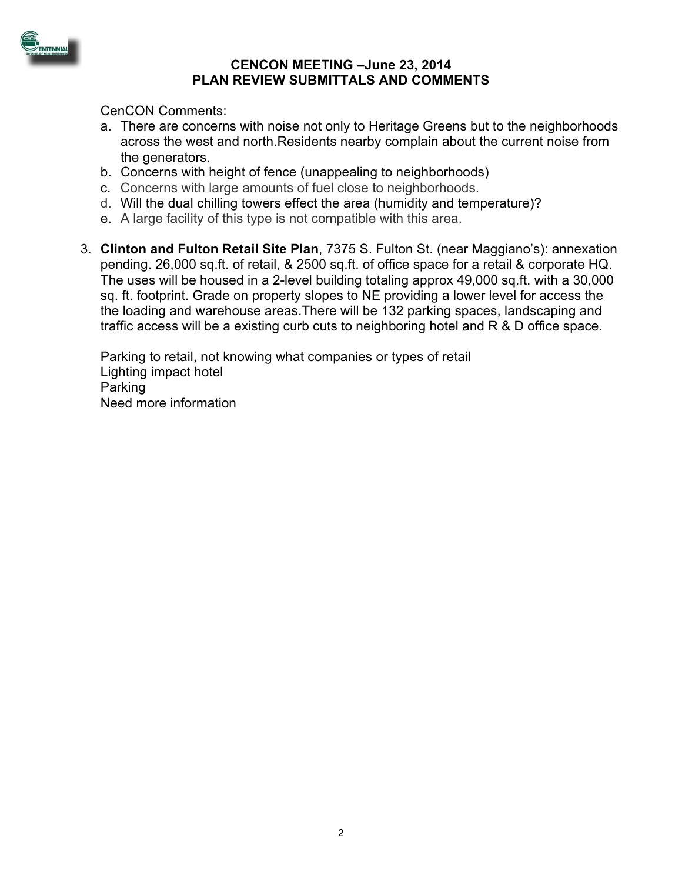**CENCON MEETING –June 23, 2014**
**PLAN REVIEW SUBMITTALS AND COMMENTS**

CenCON Comments:

a. There are concerns with noise not only to Heritage Greens but to the neighborhoods across the west and north.Residents nearby complain about the current noise from the generators.
b. Concerns with height of fence (unappealing to neighborhoods)
c. Concerns with large amounts of fuel close to neighborhoods.
d. Will the dual chilling towers effect the area (humidity and temperature)?
e. A large facility of this type is not compatible with this area.

3. **Clinton and Fulton Retail Site Plan**, 7375 S. Fulton St. (near Maggiano's): annexation pending. 26,000 sq.ft. of retail, & 2500 sq.ft. of office space for a retail & corporate HQ. The uses will be housed in a 2-level building totaling approx 49,000 sq.ft. with a 30,000 sq. ft. footprint. Grade on property slopes to NE providing a lower level for access the the loading and warehouse areas.There will be 132 parking spaces, landscaping and traffic access will be a existing curb cuts to neighboring hotel and R & D office space.

   Parking to retail, not knowing what companies or types of retail
   Lighting impact hotel
   Parking
   Need more information